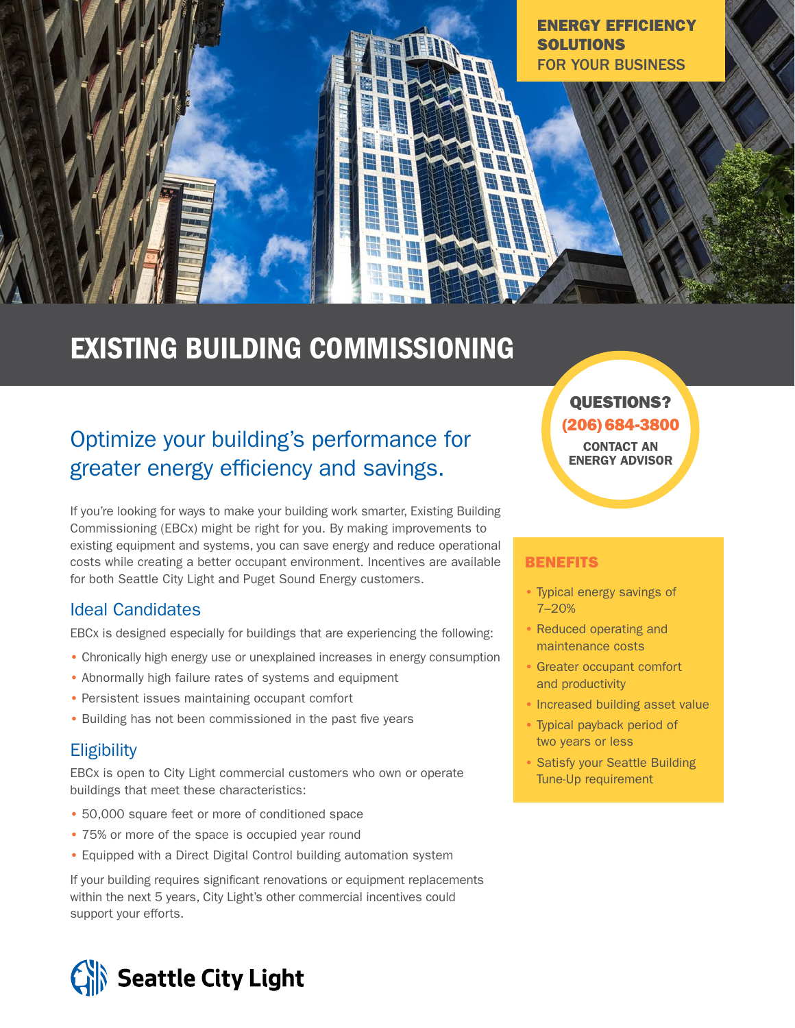ENERGY EFFICIENCY SOLUTIONS FOR YOUR BUSINESS

# EXISTING BUILDING COMMISSIONING

## Optimize your building's performance for greater energy efficiency and savings.

If you're looking for ways to make your building work smarter, Existing Building Commissioning (EBCx) might be right for you. By making improvements to existing equipment and systems, you can save energy and reduce operational costs while creating a better occupant environment. Incentives are available for both Seattle City Light and Puget Sound Energy customers.

### Ideal Candidates

EBCx is designed especially for buildings that are experiencing the following:

- Chronically high energy use or unexplained increases in energy consumption
- Abnormally high failure rates of systems and equipment
- Persistent issues maintaining occupant comfort
- Building has not been commissioned in the past five years

### Eligibility

EBCx is open to City Light commercial customers who own or operate buildings that meet these characteristics:

- 50,000 square feet or more of conditioned space
- 75% or more of the space is occupied year round
- Equipped with a Direct Digital Control building automation system

If your building requires significant renovations or equipment replacements within the next 5 years, City Light's other commercial incentives could support your efforts.

**QUESTIONS?**
**(206) 684-3800**
**CONTACT AN ENERGY ADVISOR**

### BENEFITS

- Typical energy savings of 7–20%
- Reduced operating and maintenance costs
- Greater occupant comfort and productivity
- Increased building asset value
- Typical payback period of two years or less
- Satisfy your Seattle Building Tune-Up requirement

Seattle City Light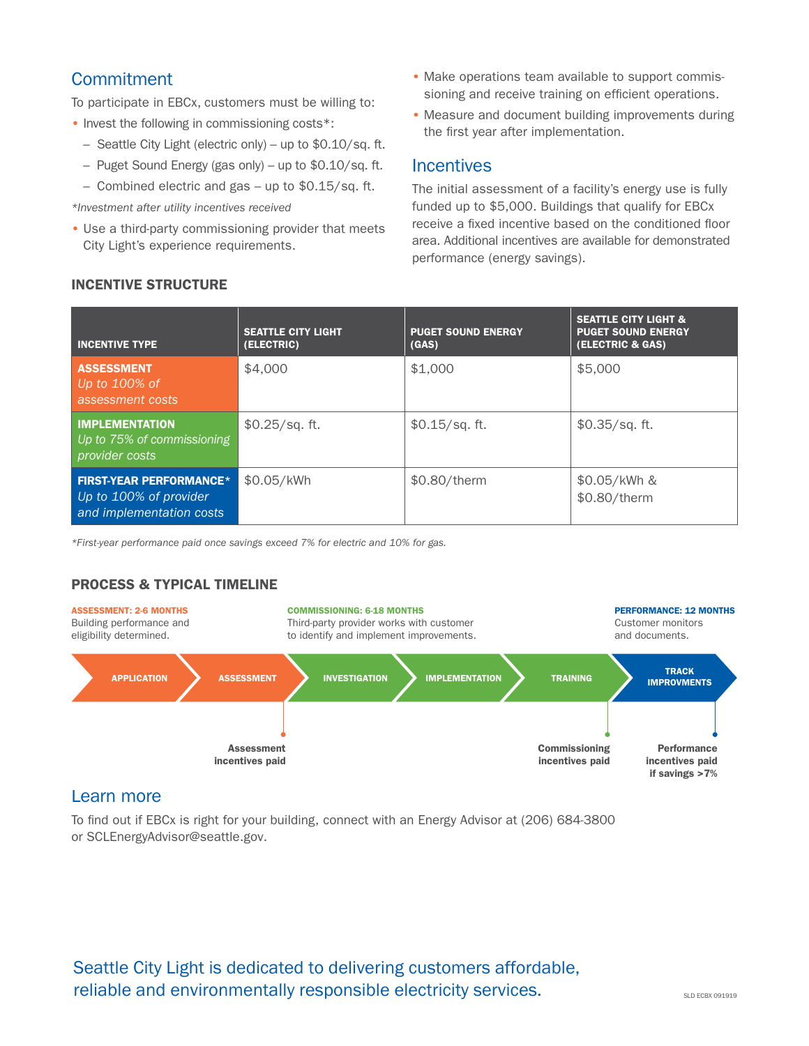## Commitment

To participate in EBCx, customers must be willing to:

- Invest the following in commissioning costs*:
  - Seattle City Light (electric only) – up to $0.10/sq. ft.
  - Puget Sound Energy (gas only) – up to $0.10/sq. ft.
  - Combined electric and gas – up to $0.15/sq. ft.

*Investment after utility incentives received*

- Use a third-party commissioning provider that meets City Light's experience requirements.
- Make operations team available to support commissioning and receive training on efficient operations.
- Measure and document building improvements during the first year after implementation.

## Incentives

The initial assessment of a facility's energy use is fully funded up to $5,000. Buildings that qualify for EBCx receive a fixed incentive based on the conditioned floor area. Additional incentives are available for demonstrated performance (energy savings).

### INCENTIVE STRUCTURE

| INCENTIVE TYPE | SEATTLE CITY LIGHT (ELECTRIC) | PUGET SOUND ENERGY (GAS) | SEATTLE CITY LIGHT & PUGET SOUND ENERGY (ELECTRIC & GAS) |
|---|---|---|---|
| **ASSESSMENT** *Up to 100% of assessment costs* | $4,000 | $1,000 | $5,000 |
| **IMPLEMENTATION** *Up to 75% of commissioning provider costs* | $0.25/sq. ft. | $0.15/sq. ft. | $0.35/sq. ft. |
| **FIRST-YEAR PERFORMANCE*** *Up to 100% of provider and implementation costs* | $0.05/kWh | $0.80/therm | $0.05/kWh & $0.80/therm |

*First-year performance paid once savings exceed 7% for electric and 10% for gas.*

### PROCESS & TYPICAL TIMELINE

**ASSESSMENT: 2-6 MONTHS**
Building performance and eligibility determined.

**COMMISSIONING: 6-18 MONTHS**
Third-party provider works with customer to identify and implement improvements.

**PERFORMANCE: 12 MONTHS**
Customer monitors and documents.

APPLICATION → ASSESSMENT → INVESTIGATION → IMPLEMENTATION → TRAINING → TRACK IMPROVMENTS

**Assessment incentives paid**

**Commissioning incentives paid**

**Performance incentives paid if savings >7%**

## Learn more

To find out if EBCx is right for your building, connect with an Energy Advisor at (206) 684-3800 or SCLEnergyAdvisor@seattle.gov.

Seattle City Light is dedicated to delivering customers affordable, reliable and environmentally responsible electricity services.

SLD ECBX 091919